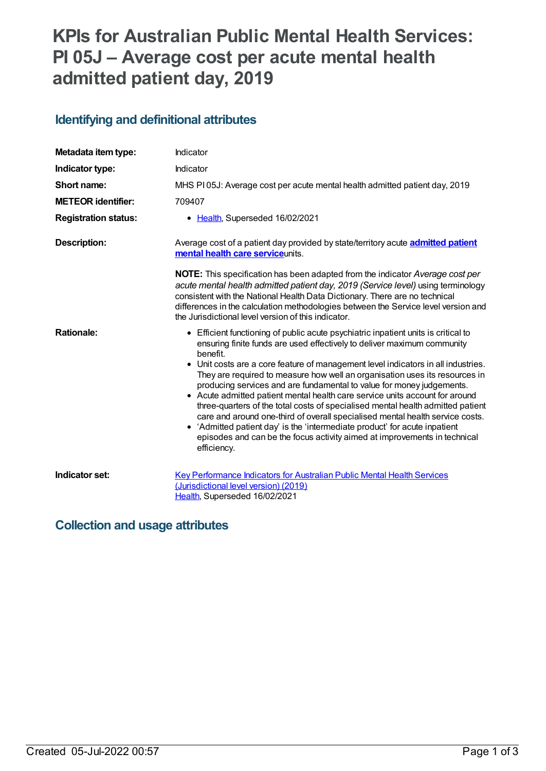# KPIs for Australian Public Mental Health Services: PI 05J – Average cost per acute mental health admitted patient day, 2019

## Identifying and definitional attributes

| | |
|---|---|
| **Metadata item type:** | Indicator |
| **Indicator type:** | Indicator |
| **Short name:** | MHS PI 05J: Average cost per acute mental health admitted patient day, 2019 |
| **METEOR identifier:** | 709407 |
| **Registration status:** | • Health, Superseded 16/02/2021 |
| **Description:** | Average cost of a patient day provided by state/territory acute **admitted patient mental health care service** units.<br><br>**NOTE:** This specification has been adapted from the indicator *Average cost per acute mental health admitted patient day, 2019 (Service level)* using terminology consistent with the National Health Data Dictionary. There are no technical differences in the calculation methodologies between the Service level version and the Jurisdictional level version of this indicator. |
| **Rationale:** | • Efficient functioning of public acute psychiatric inpatient units is critical to ensuring finite funds are used effectively to deliver maximum community benefit.<br>• Unit costs are a core feature of management level indicators in all industries. They are required to measure how well an organisation uses its resources in producing services and are fundamental to value for money judgements.<br>• Acute admitted patient mental health care service units account for around three-quarters of the total costs of specialised mental health admitted patient care and around one-third of overall specialised mental health service costs.<br>• 'Admitted patient day' is the 'intermediate product' for acute inpatient episodes and can be the focus activity aimed at improvements in technical efficiency. |
| **Indicator set:** | Key Performance Indicators for Australian Public Mental Health Services (Jurisdictional level version) (2019)<br>Health, Superseded 16/02/2021 |

## Collection and usage attributes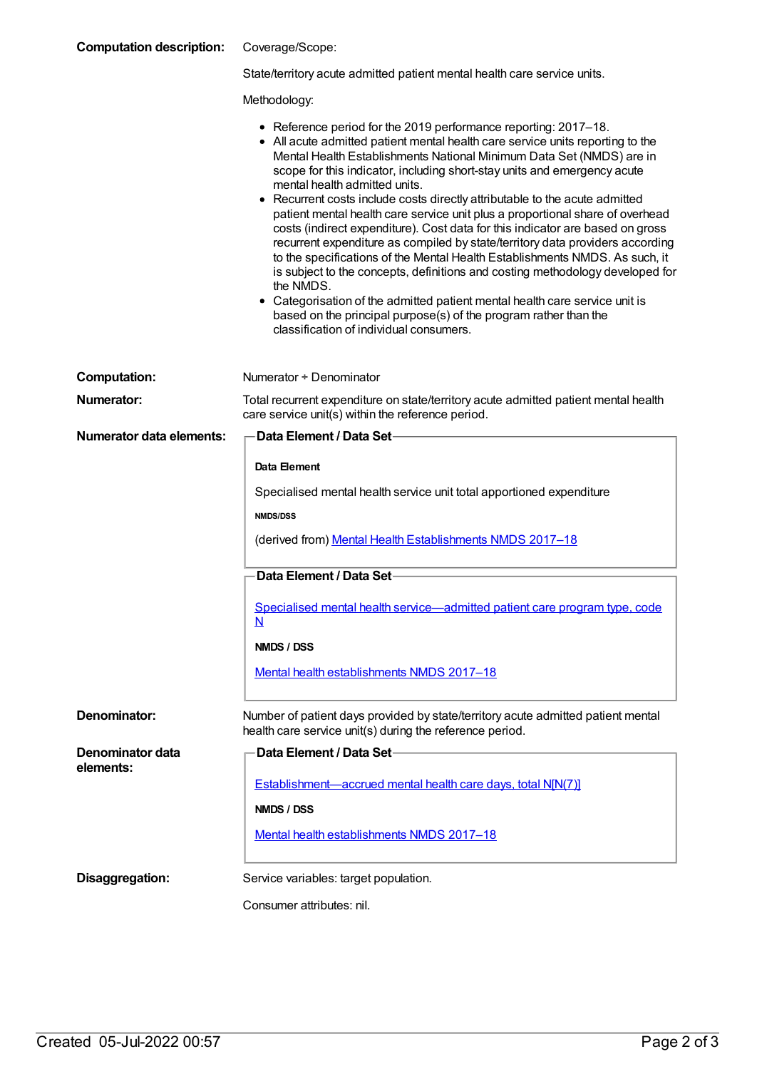**Computation description:** Coverage/Scope:

State/territory acute admitted patient mental health care service units.

Methodology:

- Reference period for the 2019 performance reporting: 2017–18.
- All acute admitted patient mental health care service units reporting to the Mental Health Establishments National Minimum Data Set (NMDS) are in scope for this indicator, including short-stay units and emergency acute mental health admitted units.
- Recurrent costs include costs directly attributable to the acute admitted patient mental health care service unit plus a proportional share of overhead costs (indirect expenditure). Cost data for this indicator are based on gross recurrent expenditure as compiled by state/territory data providers according to the specifications of the Mental Health Establishments NMDS. As such, it is subject to the concepts, definitions and costing methodology developed for the NMDS.
- Categorisation of the admitted patient mental health care service unit is based on the principal purpose(s) of the program rather than the classification of individual consumers.

**Computation:** Numerator ÷ Denominator

**Numerator:** Total recurrent expenditure on state/territory acute admitted patient mental health care service unit(s) within the reference period.

**Numerator data elements:**

**Data Element / Data Set**

**Data Element**

Specialised mental health service unit total apportioned expenditure

**NMDS/DSS**

(derived from) Mental Health Establishments NMDS 2017–18

**Data Element / Data Set**

Specialised mental health service—admitted patient care program type, code N

**NMDS / DSS**

Mental health establishments NMDS 2017–18

**Denominator:** Number of patient days provided by state/territory acute admitted patient mental health care service unit(s) during the reference period.

**Denominator data elements:**

**Data Element / Data Set**

Establishment—accrued mental health care days, total N[N(7)]

**NMDS / DSS**

Mental health establishments NMDS 2017–18

**Disaggregation:** Service variables: target population.

Consumer attributes: nil.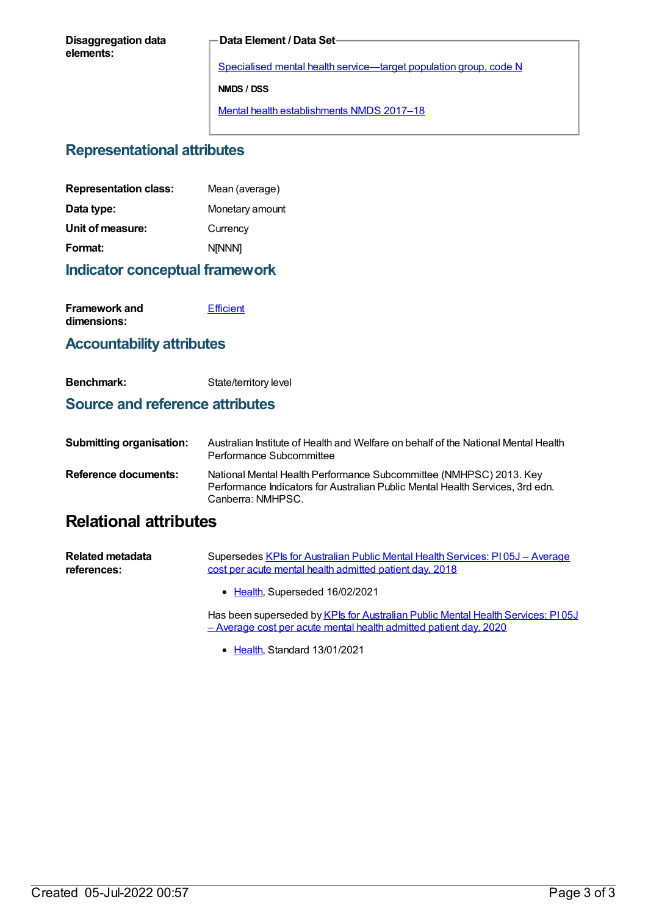**Disaggregation data elements:**

**Data Element / Data Set**

Specialised mental health service—target population group, code N

**NMDS / DSS**

Mental health establishments NMDS 2017–18

## Representational attributes

| | |
|---|---|
| **Representation class:** | Mean (average) |
| **Data type:** | Monetary amount |
| **Unit of measure:** | Currency |
| **Format:** | N[NNN] |

## Indicator conceptual framework

| | |
|---|---|
| **Framework and dimensions:** | Efficient |

## Accountability attributes

| | |
|---|---|
| **Benchmark:** | State/territory level |

## Source and reference attributes

| | |
|---|---|
| **Submitting organisation:** | Australian Institute of Health and Welfare on behalf of the National Mental Health Performance Subcommittee |
| **Reference documents:** | National Mental Health Performance Subcommittee (NMHPSC) 2013. Key Performance Indicators for Australian Public Mental Health Services, 3rd edn. Canberra: NMHPSC. |

# Relational attributes

**Related metadata references:**

Supersedes KPIs for Australian Public Mental Health Services: PI 05J – Average cost per acute mental health admitted patient day, 2018

- Health, Superseded 16/02/2021

Has been superseded by KPIs for Australian Public Mental Health Services: PI 05J – Average cost per acute mental health admitted patient day, 2020

- Health, Standard 13/01/2021